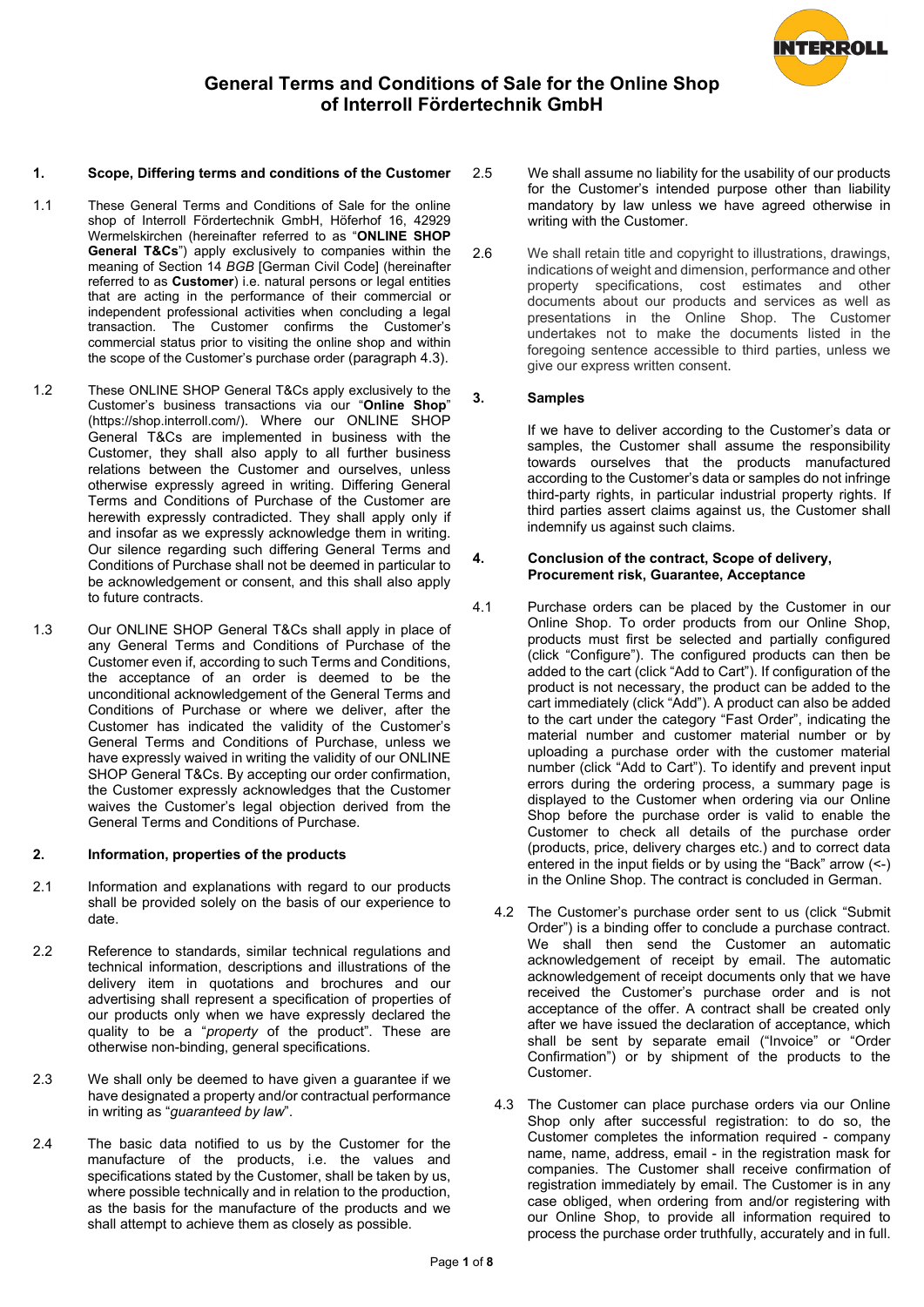# General Terms and Conditions of Sale for the Online Shop of Interroll Fördertechnik GmbH

## 1. Scope, Differing terms and conditions of the Customer

1.1 These General Terms and Conditions of Sale for the online shop of Interroll Fördertechnik GmbH, Höferhof 16, 42929 Wermelskirchen (hereinafter referred to as "**ONLINE SHOP General T&Cs**") apply exclusively to companies within the meaning of Section 14 *BGB* [German Civil Code] (hereinafter referred to as **Customer**) i.e. natural persons or legal entities that are acting in the performance of their commercial or independent professional activities when concluding a legal transaction. The Customer confirms the Customer's commercial status prior to visiting the online shop and within the scope of the Customer's purchase order (paragraph 4.3).

1.2 These ONLINE SHOP General T&Cs apply exclusively to the Customer's business transactions via our "**Online Shop**" (https://shop.interroll.com/). Where our ONLINE SHOP General T&Cs are implemented in business with the Customer, they shall also apply to all further business relations between the Customer and ourselves, unless otherwise expressly agreed in writing. Differing General Terms and Conditions of Purchase of the Customer are herewith expressly contradicted. They shall apply only if and insofar as we expressly acknowledge them in writing. Our silence regarding such differing General Terms and Conditions of Purchase shall not be deemed in particular to be acknowledgement or consent, and this shall also apply to future contracts.

1.3 Our ONLINE SHOP General T&Cs shall apply in place of any General Terms and Conditions of Purchase of the Customer even if, according to such Terms and Conditions, the acceptance of an order is deemed to be the unconditional acknowledgement of the General Terms and Conditions of Purchase or where we deliver, after the Customer has indicated the validity of the Customer's General Terms and Conditions of Purchase, unless we have expressly waived in writing the validity of our ONLINE SHOP General T&Cs. By accepting our order confirmation, the Customer expressly acknowledges that the Customer waives the Customer's legal objection derived from the General Terms and Conditions of Purchase.

## 2. Information, properties of the products

2.1 Information and explanations with regard to our products shall be provided solely on the basis of our experience to date.

2.2 Reference to standards, similar technical regulations and technical information, descriptions and illustrations of the delivery item in quotations and brochures and our advertising shall represent a specification of properties of our products only when we have expressly declared the quality to be a "*property* of the product". These are otherwise non-binding, general specifications.

2.3 We shall only be deemed to have given a guarantee if we have designated a property and/or contractual performance in writing as "*guaranteed by law*".

2.4 The basic data notified to us by the Customer for the manufacture of the products, i.e. the values and specifications stated by the Customer, shall be taken by us, where possible technically and in relation to the production, as the basis for the manufacture of the products and we shall attempt to achieve them as closely as possible.

2.5 We shall assume no liability for the usability of our products for the Customer's intended purpose other than liability mandatory by law unless we have agreed otherwise in writing with the Customer.

2.6 We shall retain title and copyright to illustrations, drawings, indications of weight and dimension, performance and other property specifications, cost estimates and other documents about our products and services as well as presentations in the Online Shop. The Customer undertakes not to make the documents listed in the foregoing sentence accessible to third parties, unless we give our express written consent.

## 3. Samples

If we have to deliver according to the Customer's data or samples, the Customer shall assume the responsibility towards ourselves that the products manufactured according to the Customer's data or samples do not infringe third-party rights, in particular industrial property rights. If third parties assert claims against us, the Customer shall indemnify us against such claims.

## 4. Conclusion of the contract, Scope of delivery, Procurement risk, Guarantee, Acceptance

4.1 Purchase orders can be placed by the Customer in our Online Shop. To order products from our Online Shop, products must first be selected and partially configured (click "Configure"). The configured products can then be added to the cart (click "Add to Cart"). If configuration of the product is not necessary, the product can be added to the cart immediately (click "Add"). A product can also be added to the cart under the category "Fast Order", indicating the material number and customer material number or by uploading a purchase order with the customer material number (click "Add to Cart"). To identify and prevent input errors during the ordering process, a summary page is displayed to the Customer when ordering via our Online Shop before the purchase order is valid to enable the Customer to check all details of the purchase order (products, price, delivery charges etc.) and to correct data entered in the input fields or by using the "Back" arrow (<-) in the Online Shop. The contract is concluded in German.

4.2 The Customer's purchase order sent to us (click "Submit Order") is a binding offer to conclude a purchase contract. We shall then send the Customer an automatic acknowledgement of receipt by email. The automatic acknowledgement of receipt documents only that we have received the Customer's purchase order and is not acceptance of the offer. A contract shall be created only after we have issued the declaration of acceptance, which shall be sent by separate email ("Invoice" or "Order Confirmation") or by shipment of the products to the Customer.

4.3 The Customer can place purchase orders via our Online Shop only after successful registration: to do so, the Customer completes the information required - company name, name, address, email - in the registration mask for companies. The Customer shall receive confirmation of registration immediately by email. The Customer is in any case obliged, when ordering from and/or registering with our Online Shop, to provide all information required to process the purchase order truthfully, accurately and in full.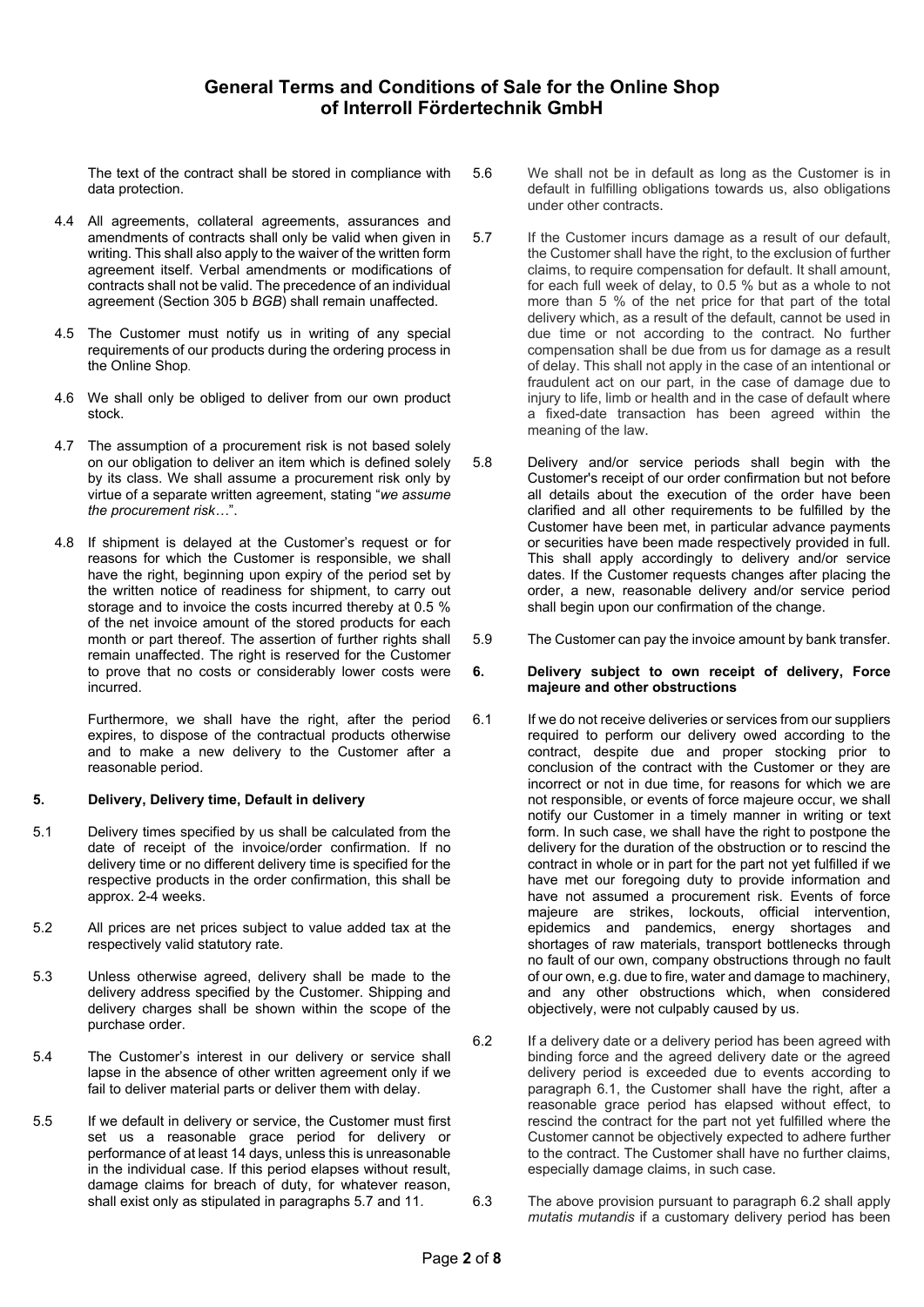The text of the contract shall be stored in compliance with data protection.

4.4 All agreements, collateral agreements, assurances and amendments of contracts shall only be valid when given in writing. This shall also apply to the waiver of the written form agreement itself. Verbal amendments or modifications of contracts shall not be valid. The precedence of an individual agreement (Section 305 b *BGB*) shall remain unaffected.

4.5 The Customer must notify us in writing of any special requirements of our products during the ordering process in the Online Shop.

4.6 We shall only be obliged to deliver from our own product stock.

4.7 The assumption of a procurement risk is not based solely on our obligation to deliver an item which is defined solely by its class. We shall assume a procurement risk only by virtue of a separate written agreement, stating "*we assume the procurement risk*…".

4.8 If shipment is delayed at the Customer's request or for reasons for which the Customer is responsible, we shall have the right, beginning upon expiry of the period set by the written notice of readiness for shipment, to carry out storage and to invoice the costs incurred thereby at 0.5 % of the net invoice amount of the stored products for each month or part thereof. The assertion of further rights shall remain unaffected. The right is reserved for the Customer to prove that no costs or considerably lower costs were incurred.

Furthermore, we shall have the right, after the period expires, to dispose of the contractual products otherwise and to make a new delivery to the Customer after a reasonable period.

**5. Delivery, Delivery time, Default in delivery**

5.1 Delivery times specified by us shall be calculated from the date of receipt of the invoice/order confirmation. If no delivery time or no different delivery time is specified for the respective products in the order confirmation, this shall be approx. 2-4 weeks.

5.2 All prices are net prices subject to value added tax at the respectively valid statutory rate.

5.3 Unless otherwise agreed, delivery shall be made to the delivery address specified by the Customer. Shipping and delivery charges shall be shown within the scope of the purchase order.

5.4 The Customer's interest in our delivery or service shall lapse in the absence of other written agreement only if we fail to deliver material parts or deliver them with delay.

5.5 If we default in delivery or service, the Customer must first set us a reasonable grace period for delivery or performance of at least 14 days, unless this is unreasonable in the individual case. If this period elapses without result, damage claims for breach of duty, for whatever reason, shall exist only as stipulated in paragraphs 5.7 and 11.

5.6 We shall not be in default as long as the Customer is in default in fulfilling obligations towards us, also obligations under other contracts.

5.7 If the Customer incurs damage as a result of our default, the Customer shall have the right, to the exclusion of further claims, to require compensation for default. It shall amount, for each full week of delay, to 0.5 % but as a whole to not more than 5 % of the net price for that part of the total delivery which, as a result of the default, cannot be used in due time or not according to the contract. No further compensation shall be due from us for damage as a result of delay. This shall not apply in the case of an intentional or fraudulent act on our part, in the case of damage due to injury to life, limb or health and in the case of default where a fixed-date transaction has been agreed within the meaning of the law.

5.8 Delivery and/or service periods shall begin with the Customer's receipt of our order confirmation but not before all details about the execution of the order have been clarified and all other requirements to be fulfilled by the Customer have been met, in particular advance payments or securities have been made respectively provided in full. This shall apply accordingly to delivery and/or service dates. If the Customer requests changes after placing the order, a new, reasonable delivery and/or service period shall begin upon our confirmation of the change.

5.9 The Customer can pay the invoice amount by bank transfer.

**6. Delivery subject to own receipt of delivery, Force majeure and other obstructions**

6.1 If we do not receive deliveries or services from our suppliers required to perform our delivery owed according to the contract, despite due and proper stocking prior to conclusion of the contract with the Customer or they are incorrect or not in due time, for reasons for which we are not responsible, or events of force majeure occur, we shall notify our Customer in a timely manner in writing or text form. In such case, we shall have the right to postpone the delivery for the duration of the obstruction or to rescind the contract in whole or in part for the part not yet fulfilled if we have met our foregoing duty to provide information and have not assumed a procurement risk. Events of force majeure are strikes, lockouts, official intervention, epidemics and pandemics, energy shortages and shortages of raw materials, transport bottlenecks through no fault of our own, company obstructions through no fault of our own, e.g. due to fire, water and damage to machinery, and any other obstructions which, when considered objectively, were not culpably caused by us.

6.2 If a delivery date or a delivery period has been agreed with binding force and the agreed delivery date or the agreed delivery period is exceeded due to events according to paragraph 6.1, the Customer shall have the right, after a reasonable grace period has elapsed without effect, to rescind the contract for the part not yet fulfilled where the Customer cannot be objectively expected to adhere further to the contract. The Customer shall have no further claims, especially damage claims, in such case.

6.3 The above provision pursuant to paragraph 6.2 shall apply *mutatis mutandis* if a customary delivery period has been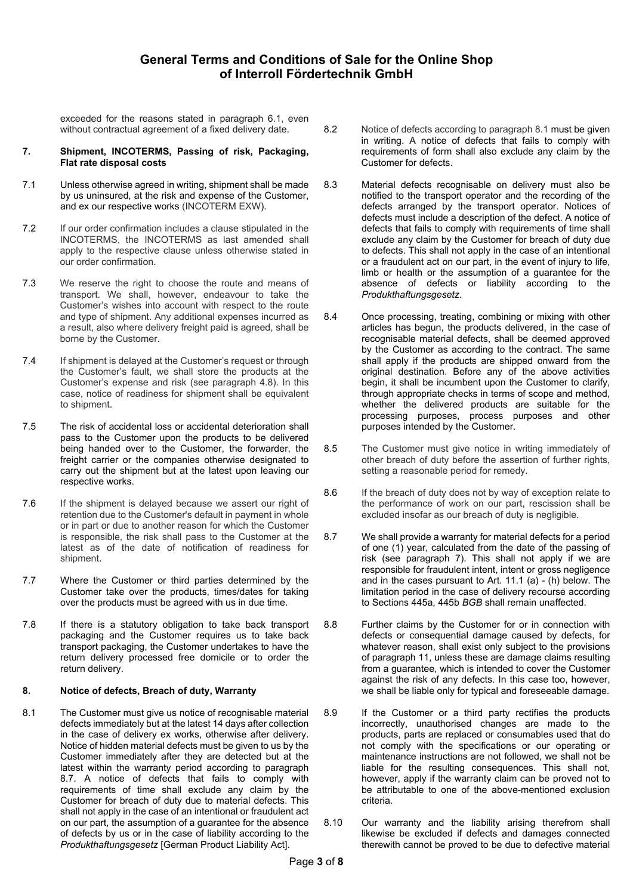exceeded for the reasons stated in paragraph 6.1, even without contractual agreement of a fixed delivery date.

## 7. Shipment, INCOTERMS, Passing of risk, Packaging, Flat rate disposal costs

7.1 Unless otherwise agreed in writing, shipment shall be made by us uninsured, at the risk and expense of the Customer, and ex our respective works (INCOTERM EXW).

7.2 If our order confirmation includes a clause stipulated in the INCOTERMS, the INCOTERMS as last amended shall apply to the respective clause unless otherwise stated in our order confirmation.

7.3 We reserve the right to choose the route and means of transport. We shall, however, endeavour to take the Customer's wishes into account with respect to the route and type of shipment. Any additional expenses incurred as a result, also where delivery freight paid is agreed, shall be borne by the Customer.

7.4 If shipment is delayed at the Customer's request or through the Customer's fault, we shall store the products at the Customer's expense and risk (see paragraph 4.8). In this case, notice of readiness for shipment shall be equivalent to shipment.

7.5 The risk of accidental loss or accidental deterioration shall pass to the Customer upon the products to be delivered being handed over to the Customer, the forwarder, the freight carrier or the companies otherwise designated to carry out the shipment but at the latest upon leaving our respective works.

7.6 If the shipment is delayed because we assert our right of retention due to the Customer's default in payment in whole or in part or due to another reason for which the Customer is responsible, the risk shall pass to the Customer at the latest as of the date of notification of readiness for shipment.

7.7 Where the Customer or third parties determined by the Customer take over the products, times/dates for taking over the products must be agreed with us in due time.

7.8 If there is a statutory obligation to take back transport packaging and the Customer requires us to take back transport packaging, the Customer undertakes to have the return delivery processed free domicile or to order the return delivery.

## 8. Notice of defects, Breach of duty, Warranty

8.1 The Customer must give us notice of recognisable material defects immediately but at the latest 14 days after collection in the case of delivery ex works, otherwise after delivery. Notice of hidden material defects must be given to us by the Customer immediately after they are detected but at the latest within the warranty period according to paragraph 8.7. A notice of defects that fails to comply with requirements of time shall exclude any claim by the Customer for breach of duty due to material defects. This shall not apply in the case of an intentional or fraudulent act on our part, the assumption of a guarantee for the absence of defects by us or in the case of liability according to the *Produkthaftungsgesetz* [German Product Liability Act].

8.2 Notice of defects according to paragraph 8.1 must be given in writing. A notice of defects that fails to comply with requirements of form shall also exclude any claim by the Customer for defects.

8.3 Material defects recognisable on delivery must also be notified to the transport operator and the recording of the defects arranged by the transport operator. Notices of defects must include a description of the defect. A notice of defects that fails to comply with requirements of time shall exclude any claim by the Customer for breach of duty due to defects. This shall not apply in the case of an intentional or a fraudulent act on our part, in the event of injury to life, limb or health or the assumption of a guarantee for the absence of defects or liability according to the *Produkthaftungsgesetz*.

8.4 Once processing, treating, combining or mixing with other articles has begun, the products delivered, in the case of recognisable material defects, shall be deemed approved by the Customer as according to the contract. The same shall apply if the products are shipped onward from the original destination. Before any of the above activities begin, it shall be incumbent upon the Customer to clarify, through appropriate checks in terms of scope and method, whether the delivered products are suitable for the processing purposes, process purposes and other purposes intended by the Customer.

8.5 The Customer must give notice in writing immediately of other breach of duty before the assertion of further rights, setting a reasonable period for remedy.

8.6 If the breach of duty does not by way of exception relate to the performance of work on our part, rescission shall be excluded insofar as our breach of duty is negligible.

8.7 We shall provide a warranty for material defects for a period of one (1) year, calculated from the date of the passing of risk (see paragraph 7). This shall not apply if we are responsible for fraudulent intent, intent or gross negligence and in the cases pursuant to Art. 11.1 (a) - (h) below. The limitation period in the case of delivery recourse according to Sections 445a, 445b *BGB* shall remain unaffected.

8.8 Further claims by the Customer for or in connection with defects or consequential damage caused by defects, for whatever reason, shall exist only subject to the provisions of paragraph 11, unless these are damage claims resulting from a guarantee, which is intended to cover the Customer against the risk of any defects. In this case too, however, we shall be liable only for typical and foreseeable damage.

8.9 If the Customer or a third party rectifies the products incorrectly, unauthorised changes are made to the products, parts are replaced or consumables used that do not comply with the specifications or our operating or maintenance instructions are not followed, we shall not be liable for the resulting consequences. This shall not, however, apply if the warranty claim can be proved not to be attributable to one of the above-mentioned exclusion criteria.

8.10 Our warranty and the liability arising therefrom shall likewise be excluded if defects and damages connected therewith cannot be proved to be due to defective material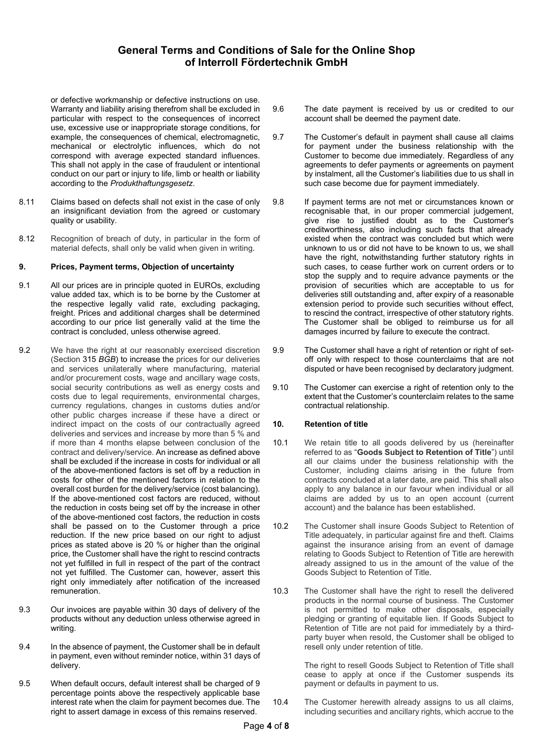or defective workmanship or defective instructions on use. Warranty and liability arising therefrom shall be excluded in particular with respect to the consequences of incorrect use, excessive use or inappropriate storage conditions, for example, the consequences of chemical, electromagnetic, mechanical or electrolytic influences, which do not correspond with average expected standard influences. This shall not apply in the case of fraudulent or intentional conduct on our part or injury to life, limb or health or liability according to the *Produkthaftungsgesetz*.

8.11 Claims based on defects shall not exist in the case of only an insignificant deviation from the agreed or customary quality or usability.

8.12 Recognition of breach of duty, in particular in the form of material defects, shall only be valid when given in writing.

## 9. Prices, Payment terms, Objection of uncertainty

9.1 All our prices are in principle quoted in EUROs, excluding value added tax, which is to be borne by the Customer at the respective legally valid rate, excluding packaging, freight. Prices and additional charges shall be determined according to our price list generally valid at the time the contract is concluded, unless otherwise agreed.

9.2 We have the right at our reasonably exercised discretion (Section 315 *BGB*) to increase the prices for our deliveries and services unilaterally where manufacturing, material and/or procurement costs, wage and ancillary wage costs, social security contributions as well as energy costs and costs due to legal requirements, environmental charges, currency regulations, changes in customs duties and/or other public charges increase if these have a direct or indirect impact on the costs of our contractually agreed deliveries and services and increase by more than 5 % and if more than 4 months elapse between conclusion of the contract and delivery/service. An increase as defined above shall be excluded if the increase in costs for individual or all of the above-mentioned factors is set off by a reduction in costs for other of the mentioned factors in relation to the overall cost burden for the delivery/service (cost balancing). If the above-mentioned cost factors are reduced, without the reduction in costs being set off by the increase in other of the above-mentioned cost factors, the reduction in costs shall be passed on to the Customer through a price reduction. If the new price based on our right to adjust prices as stated above is 20 % or higher than the original price, the Customer shall have the right to rescind contracts not yet fulfilled in full in respect of the part of the contract not yet fulfilled. The Customer can, however, assert this right only immediately after notification of the increased remuneration.

9.3 Our invoices are payable within 30 days of delivery of the products without any deduction unless otherwise agreed in writing.

9.4 In the absence of payment, the Customer shall be in default in payment, even without reminder notice, within 31 days of delivery.

9.5 When default occurs, default interest shall be charged of 9 percentage points above the respectively applicable base interest rate when the claim for payment becomes due. The right to assert damage in excess of this remains reserved.

9.6 The date payment is received by us or credited to our account shall be deemed the payment date.

9.7 The Customer's default in payment shall cause all claims for payment under the business relationship with the Customer to become due immediately. Regardless of any agreements to defer payments or agreements on payment by instalment, all the Customer's liabilities due to us shall in such case become due for payment immediately.

9.8 If payment terms are not met or circumstances known or recognisable that, in our proper commercial judgement, give rise to justified doubt as to the Customer's creditworthiness, also including such facts that already existed when the contract was concluded but which were unknown to us or did not have to be known to us, we shall have the right, notwithstanding further statutory rights in such cases, to cease further work on current orders or to stop the supply and to require advance payments or the provision of securities which are acceptable to us for deliveries still outstanding and, after expiry of a reasonable extension period to provide such securities without effect, to rescind the contract, irrespective of other statutory rights. The Customer shall be obliged to reimburse us for all damages incurred by failure to execute the contract.

9.9 The Customer shall have a right of retention or right of set-off only with respect to those counterclaims that are not disputed or have been recognised by declaratory judgment.

9.10 The Customer can exercise a right of retention only to the extent that the Customer's counterclaim relates to the same contractual relationship.

## 10. Retention of title

10.1 We retain title to all goods delivered by us (hereinafter referred to as "**Goods Subject to Retention of Title**") until all our claims under the business relationship with the Customer, including claims arising in the future from contracts concluded at a later date, are paid. This shall also apply to any balance in our favour when individual or all claims are added by us to an open account (current account) and the balance has been established.

10.2 The Customer shall insure Goods Subject to Retention of Title adequately, in particular against fire and theft. Claims against the insurance arising from an event of damage relating to Goods Subject to Retention of Title are herewith already assigned to us in the amount of the value of the Goods Subject to Retention of Title.

10.3 The Customer shall have the right to resell the delivered products in the normal course of business. The Customer is not permitted to make other disposals, especially pledging or granting of equitable lien. If Goods Subject to Retention of Title are not paid for immediately by a third-party buyer when resold, the Customer shall be obliged to resell only under retention of title.

The right to resell Goods Subject to Retention of Title shall cease to apply at once if the Customer suspends its payment or defaults in payment to us.

10.4 The Customer herewith already assigns to us all claims, including securities and ancillary rights, which accrue to the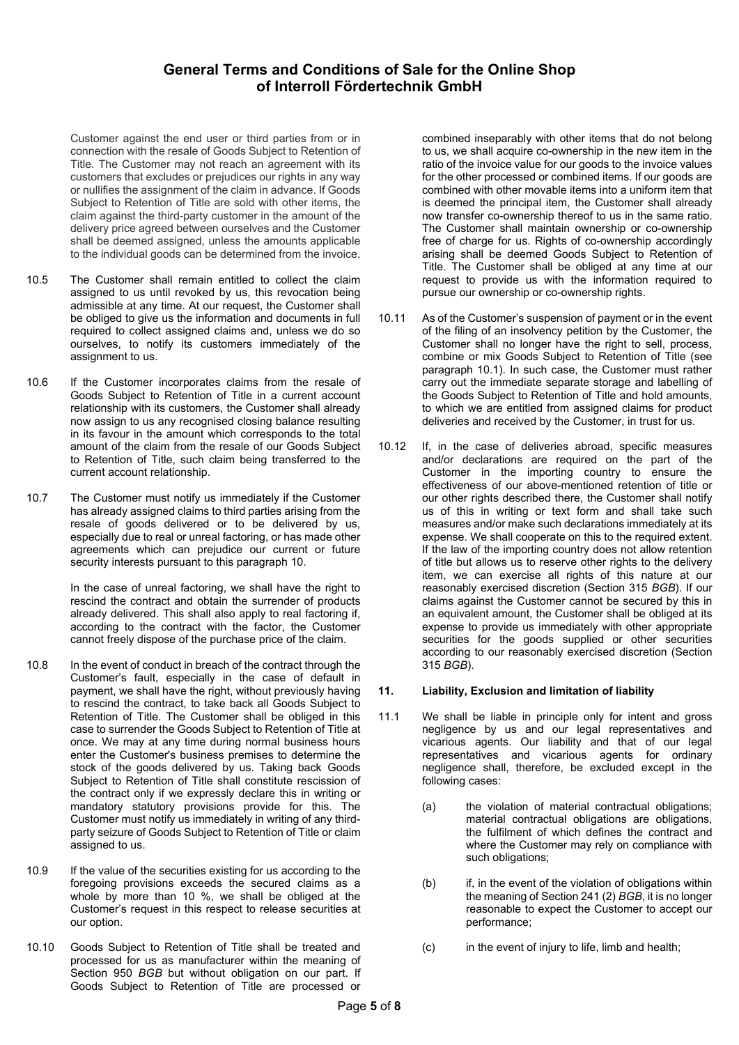Customer against the end user or third parties from or in connection with the resale of Goods Subject to Retention of Title. The Customer may not reach an agreement with its customers that excludes or prejudices our rights in any way or nullifies the assignment of the claim in advance. If Goods Subject to Retention of Title are sold with other items, the claim against the third-party customer in the amount of the delivery price agreed between ourselves and the Customer shall be deemed assigned, unless the amounts applicable to the individual goods can be determined from the invoice.

10.5 The Customer shall remain entitled to collect the claim assigned to us until revoked by us, this revocation being admissible at any time. At our request, the Customer shall be obliged to give us the information and documents in full required to collect assigned claims and, unless we do so ourselves, to notify its customers immediately of the assignment to us.

10.6 If the Customer incorporates claims from the resale of Goods Subject to Retention of Title in a current account relationship with its customers, the Customer shall already now assign to us any recognised closing balance resulting in its favour in the amount which corresponds to the total amount of the claim from the resale of our Goods Subject to Retention of Title, such claim being transferred to the current account relationship.

10.7 The Customer must notify us immediately if the Customer has already assigned claims to third parties arising from the resale of goods delivered or to be delivered by us, especially due to real or unreal factoring, or has made other agreements which can prejudice our current or future security interests pursuant to this paragraph 10.

In the case of unreal factoring, we shall have the right to rescind the contract and obtain the surrender of products already delivered. This shall also apply to real factoring if, according to the contract with the factor, the Customer cannot freely dispose of the purchase price of the claim.

10.8 In the event of conduct in breach of the contract through the Customer's fault, especially in the case of default in payment, we shall have the right, without previously having to rescind the contract, to take back all Goods Subject to Retention of Title. The Customer shall be obliged in this case to surrender the Goods Subject to Retention of Title at once. We may at any time during normal business hours enter the Customer's business premises to determine the stock of the goods delivered by us. Taking back Goods Subject to Retention of Title shall constitute rescission of the contract only if we expressly declare this in writing or mandatory statutory provisions provide for this. The Customer must notify us immediately in writing of any third-party seizure of Goods Subject to Retention of Title or claim assigned to us.

10.9 If the value of the securities existing for us according to the foregoing provisions exceeds the secured claims as a whole by more than 10 %, we shall be obliged at the Customer's request in this respect to release securities at our option.

10.10 Goods Subject to Retention of Title shall be treated and processed for us as manufacturer within the meaning of Section 950 *BGB* but without obligation on our part. If Goods Subject to Retention of Title are processed or combined inseparably with other items that do not belong to us, we shall acquire co-ownership in the new item in the ratio of the invoice value for our goods to the invoice values for the other processed or combined items. If our goods are combined with other movable items into a uniform item that is deemed the principal item, the Customer shall already now transfer co-ownership thereof to us in the same ratio. The Customer shall maintain ownership or co-ownership free of charge for us. Rights of co-ownership accordingly arising shall be deemed Goods Subject to Retention of Title. The Customer shall be obliged at any time at our request to provide us with the information required to pursue our ownership or co-ownership rights.

10.11 As of the Customer's suspension of payment or in the event of the filing of an insolvency petition by the Customer, the Customer shall no longer have the right to sell, process, combine or mix Goods Subject to Retention of Title (see paragraph 10.1). In such case, the Customer must rather carry out the immediate separate storage and labelling of the Goods Subject to Retention of Title and hold amounts, to which we are entitled from assigned claims for product deliveries and received by the Customer, in trust for us.

10.12 If, in the case of deliveries abroad, specific measures and/or declarations are required on the part of the Customer in the importing country to ensure the effectiveness of our above-mentioned retention of title or our other rights described there, the Customer shall notify us of this in writing or text form and shall take such measures and/or make such declarations immediately at its expense. We shall cooperate on this to the required extent. If the law of the importing country does not allow retention of title but allows us to reserve other rights to the delivery item, we can exercise all rights of this nature at our reasonably exercised discretion (Section 315 *BGB*). If our claims against the Customer cannot be secured by this in an equivalent amount, the Customer shall be obliged at its expense to provide us immediately with other appropriate securities for the goods supplied or other securities according to our reasonably exercised discretion (Section 315 *BGB*).

## 11. Liability, Exclusion and limitation of liability

11.1 We shall be liable in principle only for intent and gross negligence by us and our legal representatives and vicarious agents. Our liability and that of our legal representatives and vicarious agents for ordinary negligence shall, therefore, be excluded except in the following cases:

(a) the violation of material contractual obligations; material contractual obligations are obligations, the fulfilment of which defines the contract and where the Customer may rely on compliance with such obligations;

(b) if, in the event of the violation of obligations within the meaning of Section 241 (2) *BGB*, it is no longer reasonable to expect the Customer to accept our performance;

(c) in the event of injury to life, limb and health;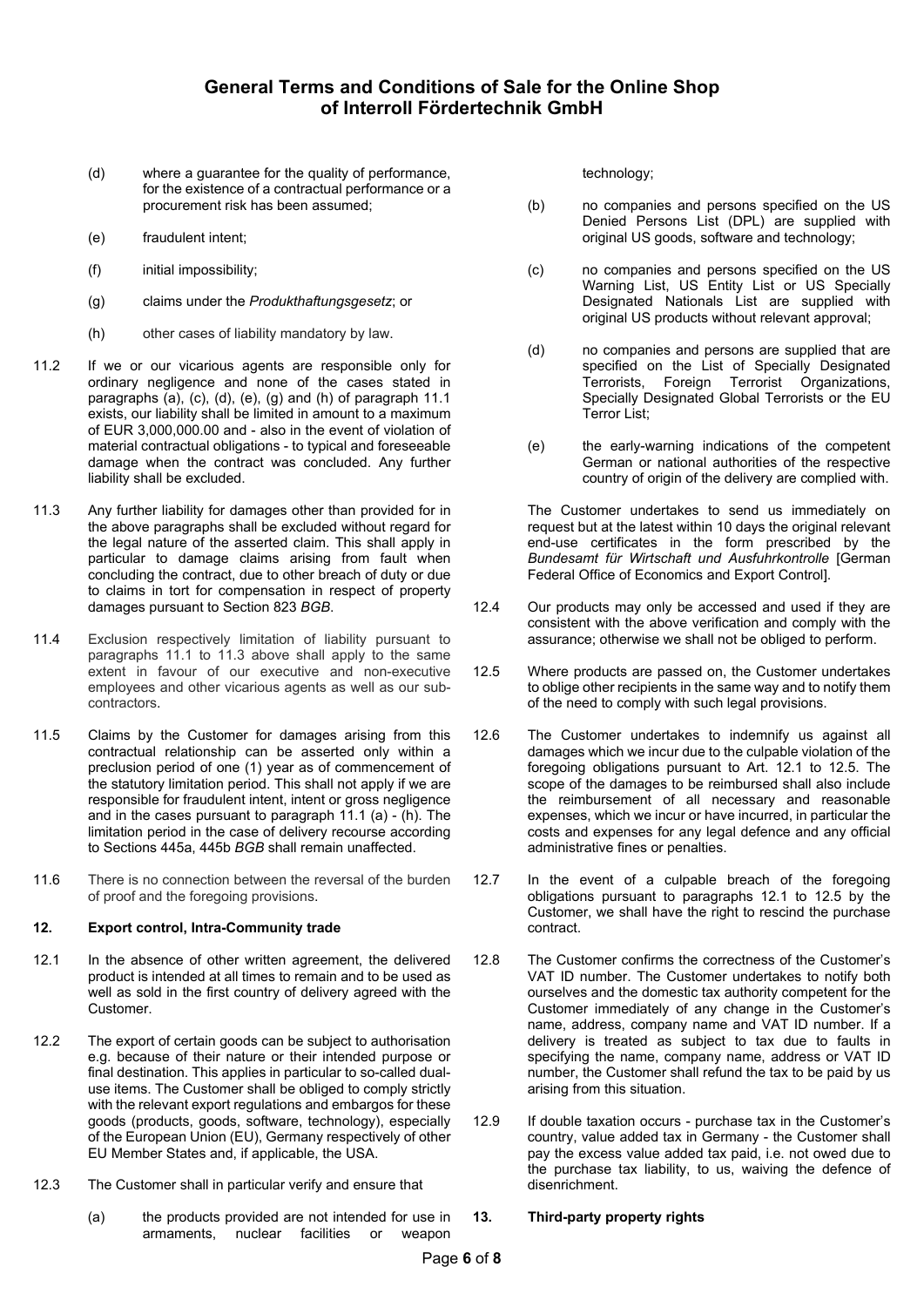(d) where a guarantee for the quality of performance, for the existence of a contractual performance or a procurement risk has been assumed;

(e) fraudulent intent;

(f) initial impossibility;

(g) claims under the *Produkthaftungsgesetz*; or

(h) other cases of liability mandatory by law.

11.2 If we or our vicarious agents are responsible only for ordinary negligence and none of the cases stated in paragraphs (a), (c), (d), (e), (g) and (h) of paragraph 11.1 exists, our liability shall be limited in amount to a maximum of EUR 3,000,000.00 and - also in the event of violation of material contractual obligations - to typical and foreseeable damage when the contract was concluded. Any further liability shall be excluded.

11.3 Any further liability for damages other than provided for in the above paragraphs shall be excluded without regard for the legal nature of the asserted claim. This shall apply in particular to damage claims arising from fault when concluding the contract, due to other breach of duty or due to claims in tort for compensation in respect of property damages pursuant to Section 823 *BGB*.

11.4 Exclusion respectively limitation of liability pursuant to paragraphs 11.1 to 11.3 above shall apply to the same extent in favour of our executive and non-executive employees and other vicarious agents as well as our sub-contractors.

11.5 Claims by the Customer for damages arising from this contractual relationship can be asserted only within a preclusion period of one (1) year as of commencement of the statutory limitation period. This shall not apply if we are responsible for fraudulent intent, intent or gross negligence and in the cases pursuant to paragraph 11.1 (a) - (h). The limitation period in the case of delivery recourse according to Sections 445a, 445b *BGB* shall remain unaffected.

11.6 There is no connection between the reversal of the burden of proof and the foregoing provisions.

## 12. Export control, Intra-Community trade

12.1 In the absence of other written agreement, the delivered product is intended at all times to remain and to be used as well as sold in the first country of delivery agreed with the Customer.

12.2 The export of certain goods can be subject to authorisation e.g. because of their nature or their intended purpose or final destination. This applies in particular to so-called dual-use items. The Customer shall be obliged to comply strictly with the relevant export regulations and embargos for these goods (products, goods, software, technology), especially of the European Union (EU), Germany respectively of other EU Member States and, if applicable, the USA.

12.3 The Customer shall in particular verify and ensure that

(a) the products provided are not intended for use in armaments, nuclear facilities or weapon technology;

(b) no companies and persons specified on the US Denied Persons List (DPL) are supplied with original US goods, software and technology;

(c) no companies and persons specified on the US Warning List, US Entity List or US Specially Designated Nationals List are supplied with original US products without relevant approval;

(d) no companies and persons are supplied that are specified on the List of Specially Designated Terrorists, Foreign Terrorist Organizations, Specially Designated Global Terrorists or the EU Terror List;

(e) the early-warning indications of the competent German or national authorities of the respective country of origin of the delivery are complied with.

The Customer undertakes to send us immediately on request but at the latest within 10 days the original relevant end-use certificates in the form prescribed by the *Bundesamt für Wirtschaft und Ausfuhrkontrolle* [German Federal Office of Economics and Export Control].

12.4 Our products may only be accessed and used if they are consistent with the above verification and comply with the assurance; otherwise we shall not be obliged to perform.

12.5 Where products are passed on, the Customer undertakes to oblige other recipients in the same way and to notify them of the need to comply with such legal provisions.

12.6 The Customer undertakes to indemnify us against all damages which we incur due to the culpable violation of the foregoing obligations pursuant to Art. 12.1 to 12.5. The scope of the damages to be reimbursed shall also include the reimbursement of all necessary and reasonable expenses, which we incur or have incurred, in particular the costs and expenses for any legal defence and any official administrative fines or penalties.

12.7 In the event of a culpable breach of the foregoing obligations pursuant to paragraphs 12.1 to 12.5 by the Customer, we shall have the right to rescind the purchase contract.

12.8 The Customer confirms the correctness of the Customer's VAT ID number. The Customer undertakes to notify both ourselves and the domestic tax authority competent for the Customer immediately of any change in the Customer's name, address, company name and VAT ID number. If a delivery is treated as subject to tax due to faults in specifying the name, company name, address or VAT ID number, the Customer shall refund the tax to be paid by us arising from this situation.

12.9 If double taxation occurs - purchase tax in the Customer's country, value added tax in Germany - the Customer shall pay the excess value added tax paid, i.e. not owed due to the purchase tax liability, to us, waiving the defence of disenrichment.

## 13. Third-party property rights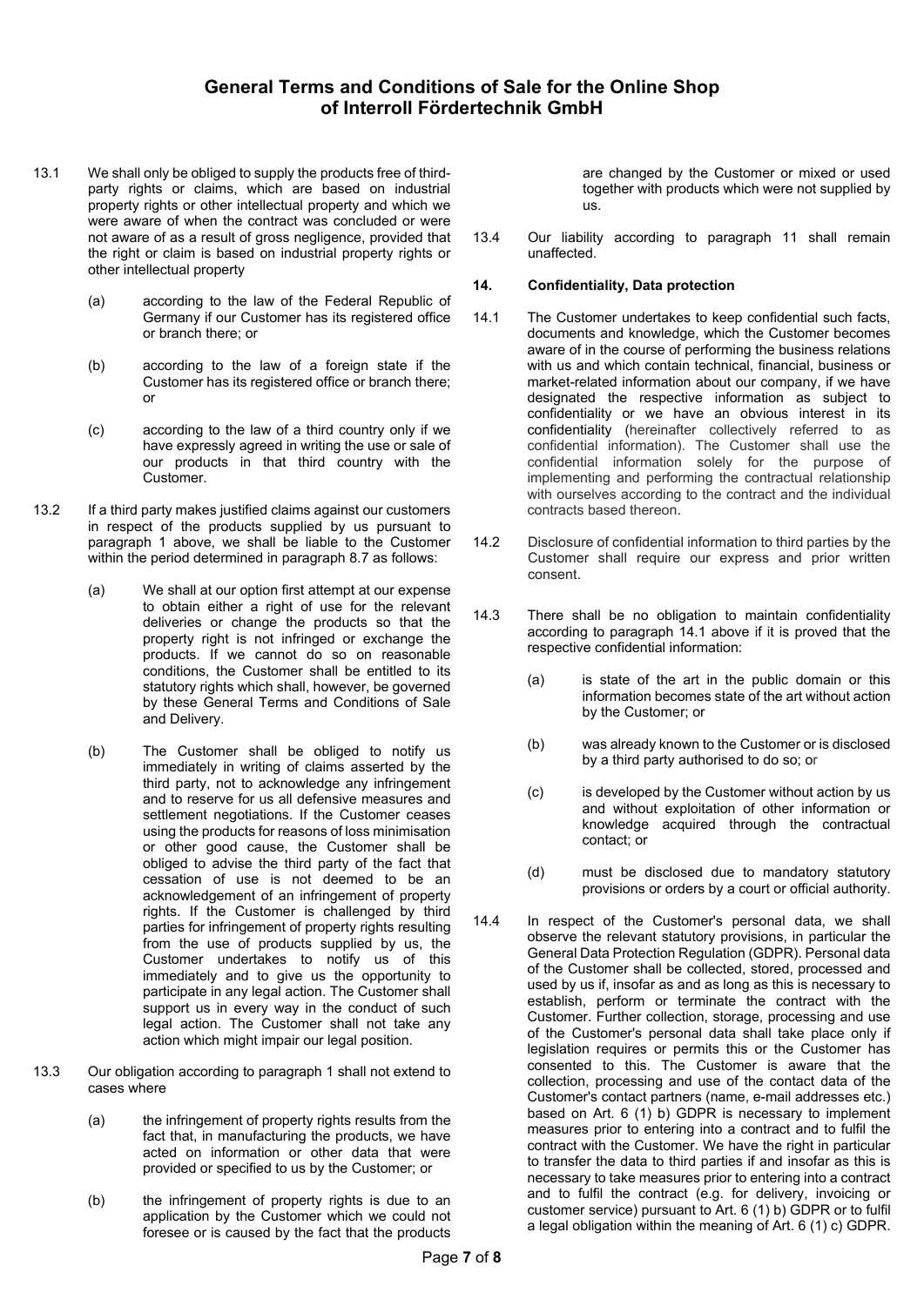13.1 We shall only be obliged to supply the products free of third-party rights or claims, which are based on industrial property rights or other intellectual property and which we were aware of when the contract was concluded or were not aware of as a result of gross negligence, provided that the right or claim is based on industrial property rights or other intellectual property

(a) according to the law of the Federal Republic of Germany if our Customer has its registered office or branch there; or

(b) according to the law of a foreign state if the Customer has its registered office or branch there; or

(c) according to the law of a third country only if we have expressly agreed in writing the use or sale of our products in that third country with the Customer.

13.2 If a third party makes justified claims against our customers in respect of the products supplied by us pursuant to paragraph 1 above, we shall be liable to the Customer within the period determined in paragraph 8.7 as follows:

(a) We shall at our option first attempt at our expense to obtain either a right of use for the relevant deliveries or change the products so that the property right is not infringed or exchange the products. If we cannot do so on reasonable conditions, the Customer shall be entitled to its statutory rights which shall, however, be governed by these General Terms and Conditions of Sale and Delivery.

(b) The Customer shall be obliged to notify us immediately in writing of claims asserted by the third party, not to acknowledge any infringement and to reserve for us all defensive measures and settlement negotiations. If the Customer ceases using the products for reasons of loss minimisation or other good cause, the Customer shall be obliged to advise the third party of the fact that cessation of use is not deemed to be an acknowledgement of an infringement of property rights. If the Customer is challenged by third parties for infringement of property rights resulting from the use of products supplied by us, the Customer undertakes to notify us of this immediately and to give us the opportunity to participate in any legal action. The Customer shall support us in every way in the conduct of such legal action. The Customer shall not take any action which might impair our legal position.

13.3 Our obligation according to paragraph 1 shall not extend to cases where

(a) the infringement of property rights results from the fact that, in manufacturing the products, we have acted on information or other data that were provided or specified to us by the Customer; or

(b) the infringement of property rights is due to an application by the Customer which we could not foresee or is caused by the fact that the products are changed by the Customer or mixed or used together with products which were not supplied by us.

13.4 Our liability according to paragraph 11 shall remain unaffected.

## 14. Confidentiality, Data protection

14.1 The Customer undertakes to keep confidential such facts, documents and knowledge, which the Customer becomes aware of in the course of performing the business relations with us and which contain technical, financial, business or market-related information about our company, if we have designated the respective information as subject to confidentiality or we have an obvious interest in its confidentiality (hereinafter collectively referred to as confidential information). The Customer shall use the confidential information solely for the purpose of implementing and performing the contractual relationship with ourselves according to the contract and the individual contracts based thereon.

14.2 Disclosure of confidential information to third parties by the Customer shall require our express and prior written consent.

14.3 There shall be no obligation to maintain confidentiality according to paragraph 14.1 above if it is proved that the respective confidential information:

(a) is state of the art in the public domain or this information becomes state of the art without action by the Customer; or

(b) was already known to the Customer or is disclosed by a third party authorised to do so; or

(c) is developed by the Customer without action by us and without exploitation of other information or knowledge acquired through the contractual contact; or

(d) must be disclosed due to mandatory statutory provisions or orders by a court or official authority.

14.4 In respect of the Customer's personal data, we shall observe the relevant statutory provisions, in particular the General Data Protection Regulation (GDPR). Personal data of the Customer shall be collected, stored, processed and used by us if, insofar as and as long as this is necessary to establish, perform or terminate the contract with the Customer. Further collection, storage, processing and use of the Customer's personal data shall take place only if legislation requires or permits this or the Customer has consented to this. The Customer is aware that the collection, processing and use of the contact data of the Customer's contact partners (name, e-mail addresses etc.) based on Art. 6 (1) b) GDPR is necessary to implement measures prior to entering into a contract and to fulfil the contract with the Customer. We have the right in particular to transfer the data to third parties if and insofar as this is necessary to take measures prior to entering into a contract and to fulfil the contract (e.g. for delivery, invoicing or customer service) pursuant to Art. 6 (1) b) GDPR or to fulfil a legal obligation within the meaning of Art. 6 (1) c) GDPR.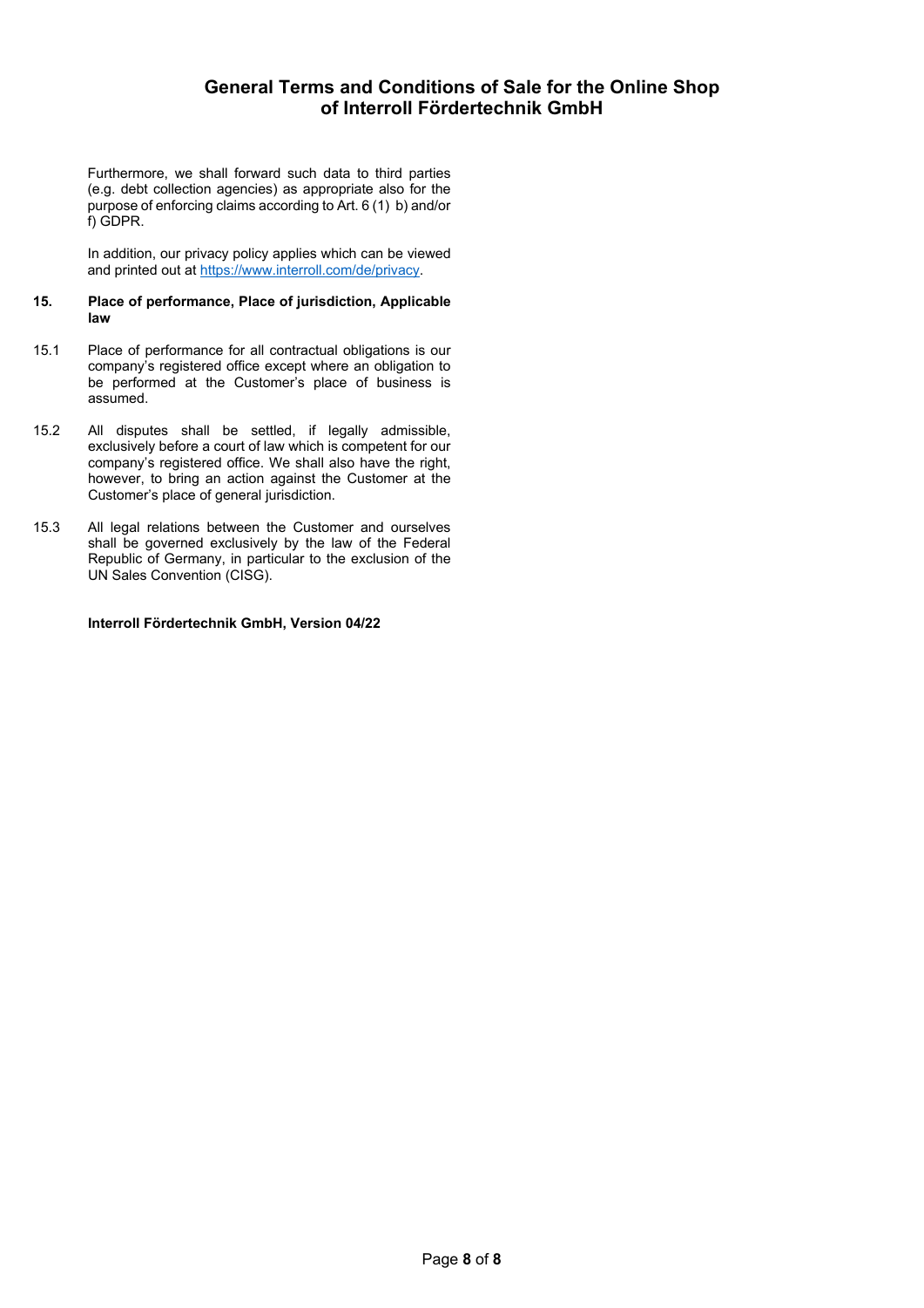Furthermore, we shall forward such data to third parties (e.g. debt collection agencies) as appropriate also for the purpose of enforcing claims according to Art. 6 (1) b) and/or f) GDPR.

In addition, our privacy policy applies which can be viewed and printed out at [https://www.interroll.com/de/privacy](https://www.interroll.com/de/privacy).

**15. Place of performance, Place of jurisdiction, Applicable law**

15.1 Place of performance for all contractual obligations is our company's registered office except where an obligation to be performed at the Customer's place of business is assumed.

15.2 All disputes shall be settled, if legally admissible, exclusively before a court of law which is competent for our company's registered office. We shall also have the right, however, to bring an action against the Customer at the Customer's place of general jurisdiction.

15.3 All legal relations between the Customer and ourselves shall be governed exclusively by the law of the Federal Republic of Germany, in particular to the exclusion of the UN Sales Convention (CISG).

**Interroll Fördertechnik GmbH, Version 04/22**